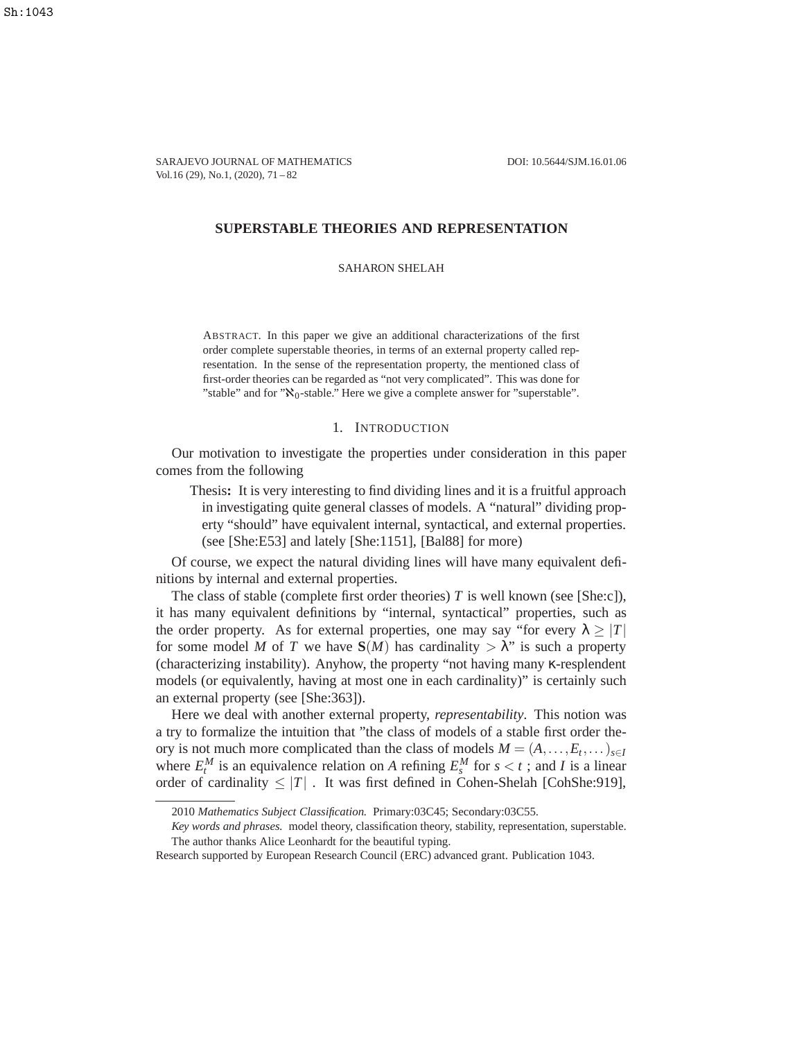# SUPERSTABLE THEORIES AND REPRESENTATION

SAHARON SHELAH

ABSTRACT. In this paper we give an additional characterizations of the first order complete superstable theories, in terms of an external property called representation. In the sense of the representation property, the mentioned class of first-order theories can be regarded as "not very complicated". This was done for "stable" and for "$\aleph_0$-stable." Here we give a complete answer for "superstable".

## 1. INTRODUCTION

Our motivation to investigate the properties under consideration in this paper comes from the following

> Thesis**:** It is very interesting to find dividing lines and it is a fruitful approach in investigating quite general classes of models. A "natural" dividing property "should" have equivalent internal, syntactical, and external properties. (see [She:E53] and lately [She:1151], [Bal88] for more)

Of course, we expect the natural dividing lines will have many equivalent definitions by internal and external properties.

The class of stable (complete first order theories) $T$ is well known (see [She:c]), it has many equivalent definitions by "internal, syntactical" properties, such as the order property. As for external properties, one may say "for every $\lambda \geq |T|$ for some model $M$ of $T$ we have $\mathbf{S}(M)$ has cardinality $> \lambda$" is such a property (characterizing instability). Anyhow, the property "not having many $\kappa$-resplendent models (or equivalently, having at most one in each cardinality)" is certainly such an external property (see [She:363]).

Here we deal with another external property, *representability*. This notion was a try to formalize the intuition that "the class of models of a stable first order theory is not much more complicated than the class of models $M = (A, \dots, E_t, \dots)_{s \in I}$ where $E_t^M$ is an equivalence relation on $A$ refining $E_s^M$ for $s < t$ ; and $I$ is a linear order of cardinality $\leq |T|$ . It was first defined in Cohen-Shelah [CohShe:919],

2010 *Mathematics Subject Classification.* Primary:03C45; Secondary:03C55.

*Key words and phrases.* model theory, classification theory, stability, representation, superstable.

The author thanks Alice Leonhardt for the beautiful typing.

Research supported by European Research Council (ERC) advanced grant. Publication 1043.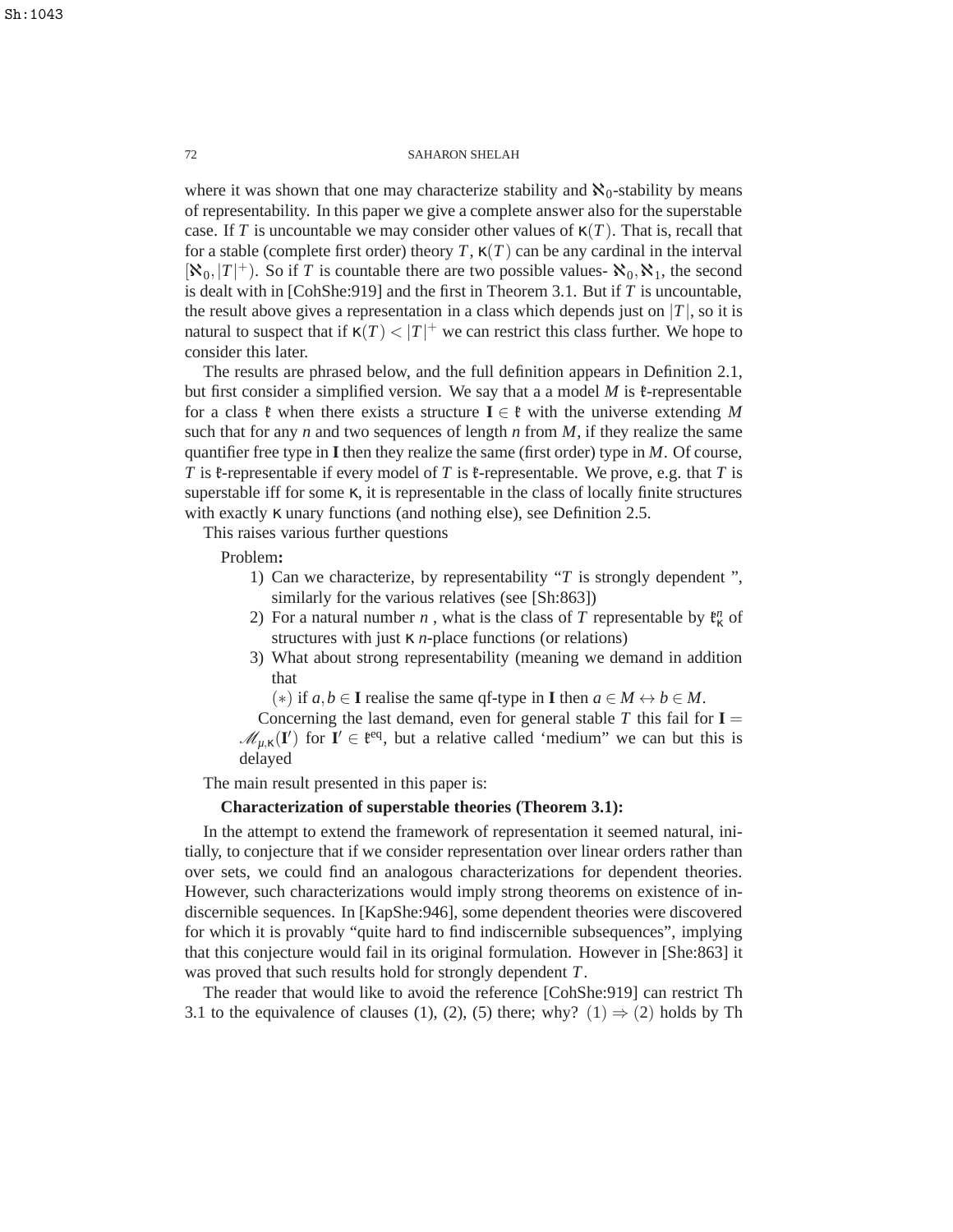where it was shown that one may characterize stability and $\aleph_0$-stability by means of representability. In this paper we give a complete answer also for the superstable case. If $T$ is uncountable we may consider other values of $\kappa(T)$. That is, recall that for a stable (complete first order) theory $T$, $\kappa(T)$ can be any cardinal in the interval $[\aleph_0, |T|^+)$. So if $T$ is countable there are two possible values- $\aleph_0, \aleph_1$, the second is dealt with in [CohShe:919] and the first in Theorem 3.1. But if $T$ is uncountable, the result above gives a representation in a class which depends just on $|T|$, so it is natural to suspect that if $\kappa(T) < |T|^+$ we can restrict this class further. We hope to consider this later.

The results are phrased below, and the full definition appears in Definition 2.1, but first consider a simplified version. We say that a a model $M$ is $\mathfrak{k}$-representable for a class $\mathfrak{k}$ when there exists a structure $\mathbf{I} \in \mathfrak{k}$ with the universe extending $M$ such that for any $n$ and two sequences of length $n$ from $M$, if they realize the same quantifier free type in $\mathbf{I}$ then they realize the same (first order) type in $M$. Of course, $T$ is $\mathfrak{k}$-representable if every model of $T$ is $\mathfrak{k}$-representable. We prove, e.g. that $T$ is superstable iff for some $\kappa$, it is representable in the class of locally finite structures with exactly $\kappa$ unary functions (and nothing else), see Definition 2.5.

This raises various further questions

Problem**:**

1) Can we characterize, by representability "$T$ is strongly dependent ", similarly for the various relatives (see [Sh:863])
2) For a natural number $n$ , what is the class of $T$ representable by $\mathfrak{k}^n_\kappa$ of structures with just $\kappa$ $n$-place functions (or relations)
3) What about strong representability (meaning we demand in addition that

   $(*)$ if $a, b \in \mathbf{I}$ realise the same qf-type in $\mathbf{I}$ then $a \in M \leftrightarrow b \in M$.

   Concerning the last demand, even for general stable $T$ this fail for $\mathbf{I} = \mathscr{M}_{\mu,\kappa}(\mathbf{I}')$ for $\mathbf{I}' \in \mathfrak{k}^{\rm eq}$, but a relative called 'medium" we can but this is delayed

The main result presented in this paper is:

**Characterization of superstable theories (Theorem 3.1):**

In the attempt to extend the framework of representation it seemed natural, initially, to conjecture that if we consider representation over linear orders rather than over sets, we could find an analogous characterizations for dependent theories. However, such characterizations would imply strong theorems on existence of indiscernible sequences. In [KapShe:946], some dependent theories were discovered for which it is provably "quite hard to find indiscernible subsequences", implying that this conjecture would fail in its original formulation. However in [She:863] it was proved that such results hold for strongly dependent $T$.

The reader that would like to avoid the reference [CohShe:919] can restrict Th 3.1 to the equivalence of clauses (1), (2), (5) there; why? $(1) \Rightarrow (2)$ holds by Th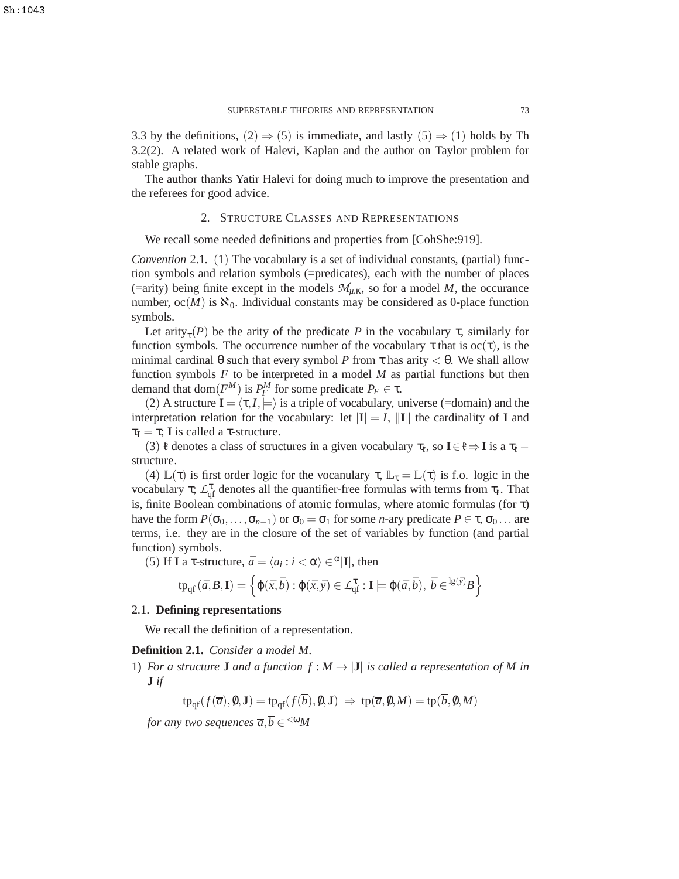3.3 by the definitions, $(2) \Rightarrow (5)$ is immediate, and lastly $(5) \Rightarrow (1)$ holds by Th 3.2(2). A related work of Halevi, Kaplan and the author on Taylor problem for stable graphs.

The author thanks Yatir Halevi for doing much to improve the presentation and the referees for good advice.

## 2. Structure Classes and Representations

We recall some needed definitions and properties from [CohShe:919].

*Convention* 2.1. (1) The vocabulary is a set of individual constants, (partial) function symbols and relation symbols (=predicates), each with the number of places (=arity) being finite except in the models $\mathcal{M}_{\mu,\kappa}$, so for a model $M$, the occurance number, $\text{oc}(M)$ is $\aleph_0$. Individual constants may be considered as 0-place function symbols.

Let $\text{arity}_\tau(P)$ be the arity of the predicate $P$ in the vocabulary $\tau$, similarly for function symbols. The occurrence number of the vocabulary $\tau$ that is $\text{oc}(\tau)$, is the minimal cardinal $\theta$ such that every symbol $P$ from $\tau$ has arity $< \theta$. We shall allow function symbols $F$ to be interpreted in a model $M$ as partial functions but then demand that $\text{dom}(F^M)$ is $P_F^M$ for some predicate $P_F \in \tau$.

(2) A structure $\mathbf{I} = \langle \tau, I, \models \rangle$ is a triple of vocabulary, universe (=domain) and the interpretation relation for the vocabulary: let $|\mathbf{I}| = I$, $\|\mathbf{I}\|$ the cardinality of $\mathbf{I}$ and $\tau_{\mathbf{I}} = \tau$; $\mathbf{I}$ is called a $\tau$-structure.

(3) $\mathfrak{k}$ denotes a class of structures in a given vocabulary $\tau_{\mathfrak{k}}$, so $\mathbf{I} \in \mathfrak{k} \Rightarrow \mathbf{I}$ is a $\tau_{\mathfrak{k}}-$structure.

(4) $\mathbb{L}(\tau)$ is first order logic for the vocanulary $\tau$, $\mathbb{L}_\tau = \mathbb{L}(\tau)$ is f.o. logic in the vocabulary $\tau$; $\mathcal{L}_{\text{qf}}^\tau$ denotes all the quantifier-free formulas with terms from $\tau_{\mathfrak{k}}$. That is, finite Boolean combinations of atomic formulas, where atomic formulas (for $\tau$) have the form $P(\sigma_0, \ldots, \sigma_{n-1})$ or $\sigma_0 = \sigma_1$ for some $n$-ary predicate $P \in \tau$, $\sigma_0 \ldots$ are terms, i.e. they are in the closure of the set of variables by function (and partial function) symbols.

(5) If $\mathbf{I}$ a $\tau$-structure, $\bar{a} = \langle a_i : i < \alpha \rangle \in {}^\alpha|\mathbf{I}|$, then

$$\text{tp}_{\text{qf}}(\bar{a}, B, \mathbf{I}) = \left\{ \varphi(\bar{x}, \bar{b}) : \varphi(\bar{x}, \bar{y}) \in \mathcal{L}_{\text{qf}}^\tau : \mathbf{I} \models \varphi(\bar{a}, \bar{b}),\ \bar{b} \in {}^{\text{lg}(\bar{y})}B \right\}$$

### 2.1. Defining representations

We recall the definition of a representation.

**Definition 2.1.** *Consider a model $M$.*

1) *For a structure $\mathbf{J}$ and a function $f : M \to |\mathbf{J}|$ is called a representation of $M$ in $\mathbf{J}$ if*

$$\text{tp}_{\text{qf}}(f(\overline{a}), \emptyset, \mathbf{J}) = \text{tp}_{\text{qf}}(f(\overline{b}), \emptyset, \mathbf{J}) \Rightarrow \text{tp}(\overline{a}, \emptyset, M) = \text{tp}(\overline{b}, \emptyset, M)$$

*for any two sequences $\overline{a}, \overline{b} \in {}^{<\omega}M$*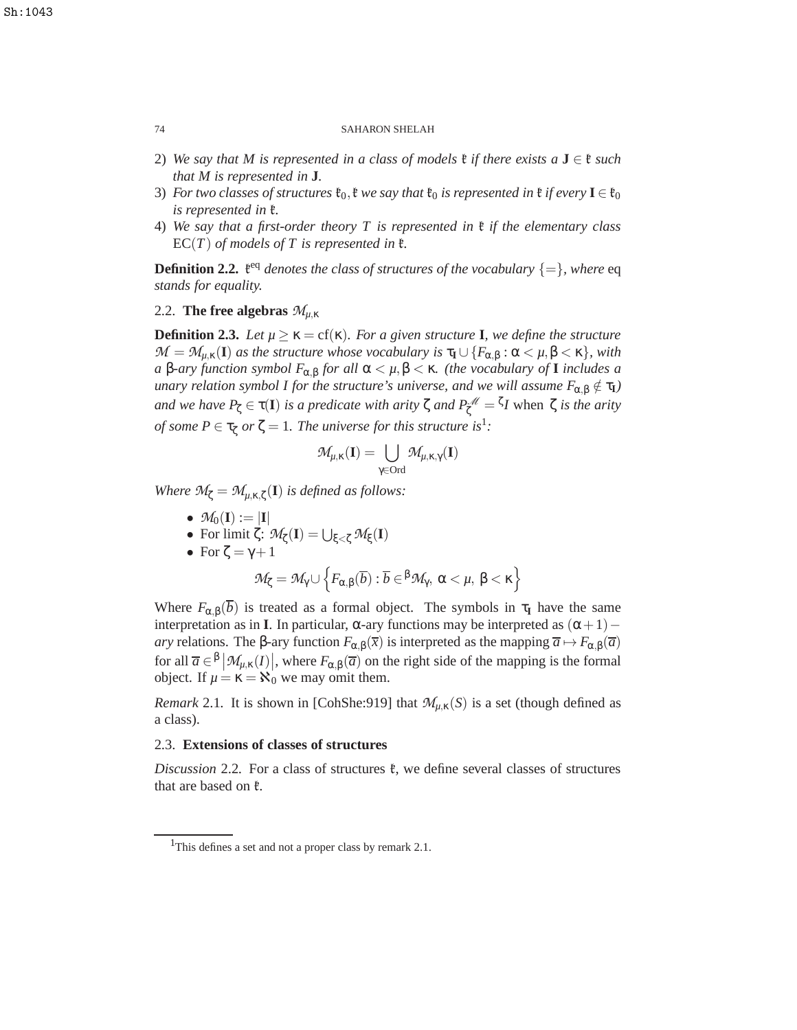2) *We say that $M$ is represented in a class of models $\mathfrak{k}$ if there exists a $\mathbf{J} \in \mathfrak{k}$ such that $M$ is represented in $\mathbf{J}$.*
3) *For two classes of structures $\mathfrak{k}_0, \mathfrak{k}$ we say that $\mathfrak{k}_0$ is represented in $\mathfrak{k}$ if every $\mathbf{I} \in \mathfrak{k}_0$ is represented in $\mathfrak{k}$.*
4) *We say that a first-order theory $T$ is represented in $\mathfrak{k}$ if the elementary class $\mathrm{EC}(T)$ of models of $T$ is represented in $\mathfrak{k}$.*

**Definition 2.2.** *$\mathfrak{k}^{\mathrm{eq}}$ denotes the class of structures of the vocabulary $\{=\}$, where* eq *stands for equality.*

## 2.2. The free algebras $\mathcal{M}_{\mu,\kappa}$

**Definition 2.3.** *Let $\mu \geq \kappa = \mathrm{cf}(\kappa)$. For a given structure $\mathbf{I}$, we define the structure $\mathcal{M} = \mathcal{M}_{\mu,\kappa}(\mathbf{I})$ as the structure whose vocabulary is $\tau_{\mathbf{I}} \cup \{F_{\alpha,\beta} : \alpha < \mu, \beta < \kappa\}$, with a $\beta$-ary function symbol $F_{\alpha,\beta}$ for all $\alpha < \mu, \beta < \kappa$. (the vocabulary of $\mathbf{I}$ includes a unary relation symbol $I$ for the structure's universe, and we will assume $F_{\alpha,\beta} \notin \tau_{\mathbf{I}}$) and we have $P_\zeta \in \tau(\mathbf{I})$ is a predicate with arity $\zeta$ and $P_\zeta^{\mathscr{M}} = {}^{\zeta}I$* when *$\zeta$ is the arity of some $P \in \tau_\zeta$ or $\zeta = 1$. The universe for this structure is*[1]*:*

$$\mathcal{M}_{\mu,\kappa}(\mathbf{I}) = \bigcup_{\gamma \in \mathrm{Ord}} \mathcal{M}_{\mu,\kappa,\gamma}(\mathbf{I})$$

*Where $\mathcal{M}_\zeta = \mathcal{M}_{\mu,\kappa,\zeta}(\mathbf{I})$ is defined as follows:*

- $\mathcal{M}_0(\mathbf{I}) := |\mathbf{I}|$
- For limit $\zeta$: $\mathcal{M}_\zeta(\mathbf{I}) = \bigcup_{\xi<\zeta} \mathcal{M}_\xi(\mathbf{I})$
- For $\zeta = \gamma + 1$

$$\mathcal{M}_\zeta = \mathcal{M}_\gamma \cup \left\{ F_{\alpha,\beta}(\overline{b}) : \overline{b} \in {}^{\beta}\mathcal{M}_\gamma,\ \alpha < \mu,\ \beta < \kappa \right\}$$

Where $F_{\alpha,\beta}(\overline{b})$ is treated as a formal object. The symbols in $\tau_{\mathbf{I}}$ have the same interpretation as in $\mathbf{I}$. In particular, $\alpha$-ary functions may be interpreted as $(\alpha+1)-$*ary* relations. The $\beta$-ary function $F_{\alpha,\beta}(\overline{x})$ is interpreted as the mapping $\overline{a} \mapsto F_{\alpha,\beta}(\overline{a})$ for all $\overline{a} \in {}^{\beta}\left|\mathcal{M}_{\mu,\kappa}(I)\right|$, where $F_{\alpha,\beta}(\overline{a})$ on the right side of the mapping is the formal object. If $\mu = \kappa = \aleph_0$ we may omit them.

*Remark* 2.1. It is shown in [CohShe:919] that $\mathcal{M}_{\mu,\kappa}(S)$ is a set (though defined as a class).

## 2.3. Extensions of classes of structures

*Discussion* 2.2. For a class of structures $\mathfrak{k}$, we define several classes of structures that are based on $\mathfrak{k}$.

[1] This defines a set and not a proper class by remark 2.1.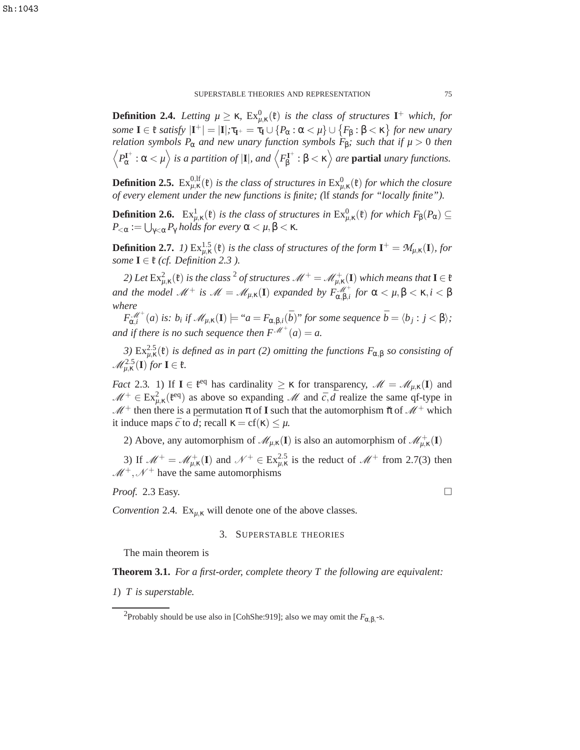**Definition 2.4.** *Letting* $\mu \geq \kappa$, $\mathrm{Ex}^0_{\mu,\kappa}(\mathfrak{k})$ *is the class of structures* $\mathbf{I}^+$ *which, for some* $\mathbf{I} \in \mathfrak{k}$ *satisfy* $|\mathbf{I}^+| = |\mathbf{I}|; \tau_{\mathbf{I}^+} = \tau_{\mathbf{I}} \cup \{P_\alpha : \alpha < \mu\} \cup \{F_\beta : \beta < \kappa\}$ *for new unary relation symbols* $P_\alpha$ *and new unary function symbols* $F_\beta$*; such that if* $\mu > 0$ *then* $\left\langle P^{\mathbf{I}^+}_\alpha : \alpha < \mu \right\rangle$ *is a partition of* $|\mathbf{I}|$*, and* $\left\langle F^{\mathbf{I}^+}_\beta : \beta < \kappa \right\rangle$ *are* **partial** *unary functions.*

**Definition 2.5.** $\mathrm{Ex}^{0,\mathrm{lf}}_{\mu,\kappa}(\mathfrak{k})$ *is the class of structures in* $\mathrm{Ex}^0_{\mu,\kappa}(\mathfrak{k})$ *for which the closure of every element under the new functions is finite; (*lf *stands for "locally finite").*

**Definition 2.6.** $\mathrm{Ex}^1_{\mu,\kappa}(\mathfrak{k})$ *is the class of structures in* $\mathrm{Ex}^0_{\mu,\kappa}(\mathfrak{k})$ *for which* $F_\beta(P_\alpha) \subseteq P_{<\alpha} := \bigcup_{\gamma<\alpha} P_\gamma$ *holds for every* $\alpha < \mu, \beta < \kappa$.

**Definition 2.7.** *1)* $\mathrm{Ex}^{1.5}_{\mu,\kappa}(\mathfrak{k})$ *is the class of structures of the form* $\mathbf{I}^+ = \mathcal{M}_{\mu,\kappa}(\mathbf{I})$*, for some* $\mathbf{I} \in \mathfrak{k}$ *(cf. Definition 2.3 ).*

*2) Let* $\mathrm{Ex}^2_{\mu,\kappa}(\mathfrak{k})$ *is the class*[2] *of structures* $\mathscr{M}^+ = \mathscr{M}^+_{\mu,\kappa}(\mathbf{I})$ *which means that* $\mathbf{I} \in \mathfrak{k}$ *and the model* $\mathscr{M}^+$ *is* $\mathscr{M} = \mathscr{M}_{\mu,\kappa}(\mathbf{I})$ *expanded by* $F^{\mathscr{M}^+}_{\alpha,\beta,i}$ *for* $\alpha < \mu, \beta < \kappa, i < \beta$ *where*

$F^{\mathscr{M}^+}_{\alpha,i}(a)$ *is:* $b_i$ *if* $\mathscr{M}_{\mu,\kappa}(\mathbf{I}) \models$ *"*$a = F_{\alpha,\beta,i}(\bar{b})$*" for some sequence* $\bar{b} = \langle b_j : j < \beta \rangle$*; and if there is no such sequence then* $F^{\mathscr{M}^+}(a) = a$.

*3)* $\mathrm{Ex}^{2.5}_{\mu,\kappa}(\mathfrak{k})$ *is defined as in part (2) omitting the functions* $F_{\alpha,\beta}$ *so consisting of* $\mathscr{M}^{2.5}_{\mu,\kappa}(\mathbf{I})$ *for* $\mathbf{I} \in \mathfrak{k}$.

*Fact* 2.3. 1) If $\mathbf{I} \in \mathfrak{k}^{\mathrm{eq}}$ has cardinality $\geq \kappa$ for transparency, $\mathscr{M} = \mathscr{M}_{\mu,\kappa}(\mathbf{I})$ and $\mathscr{M}^+ \in \mathrm{Ex}^2_{\mu,\kappa}(\mathfrak{k}^{\mathrm{eq}})$ as above so expanding $\mathscr{M}$ and $\bar{c}, \bar{d}$ realize the same qf-type in $\mathscr{M}^+$ then there is a permutation $\pi$ of $\mathbf{I}$ such that the automorphism $\check{\pi}$ of $\mathscr{M}^+$ which it induce maps $\bar{c}$ to $\bar{d}$; recall $\kappa = \mathrm{cf}(\kappa) \leq \mu$.

2) Above, any automorphism of $\mathscr{M}_{\mu,\kappa}(\mathbf{I})$ is also an automorphism of $\mathscr{M}^+_{\mu,\kappa}(\mathbf{I})$

3) If $\mathscr{M}^+ = \mathscr{M}^+_{\mu,\kappa}(\mathbf{I})$ and $\mathscr{N}^+ \in \mathrm{Ex}^{2.5}_{\mu,\kappa}$ is the reduct of $\mathscr{M}^+$ from 2.7(3) then $\mathscr{M}^+, \mathscr{N}^+$ have the same automorphisms

*Proof.* 2.3 Easy. □

*Convention* 2.4. $\mathrm{Ex}_{\mu,\kappa}$ will denote one of the above classes.

## 3. Superstable theories

The main theorem is

**Theorem 3.1.** *For a first-order, complete theory* $T$ *the following are equivalent:*

*1)* $T$ *is superstable.*

[2] Probably should be use also in [CohShe:919]; also we may omit the $F_{\alpha,\beta,}$-s.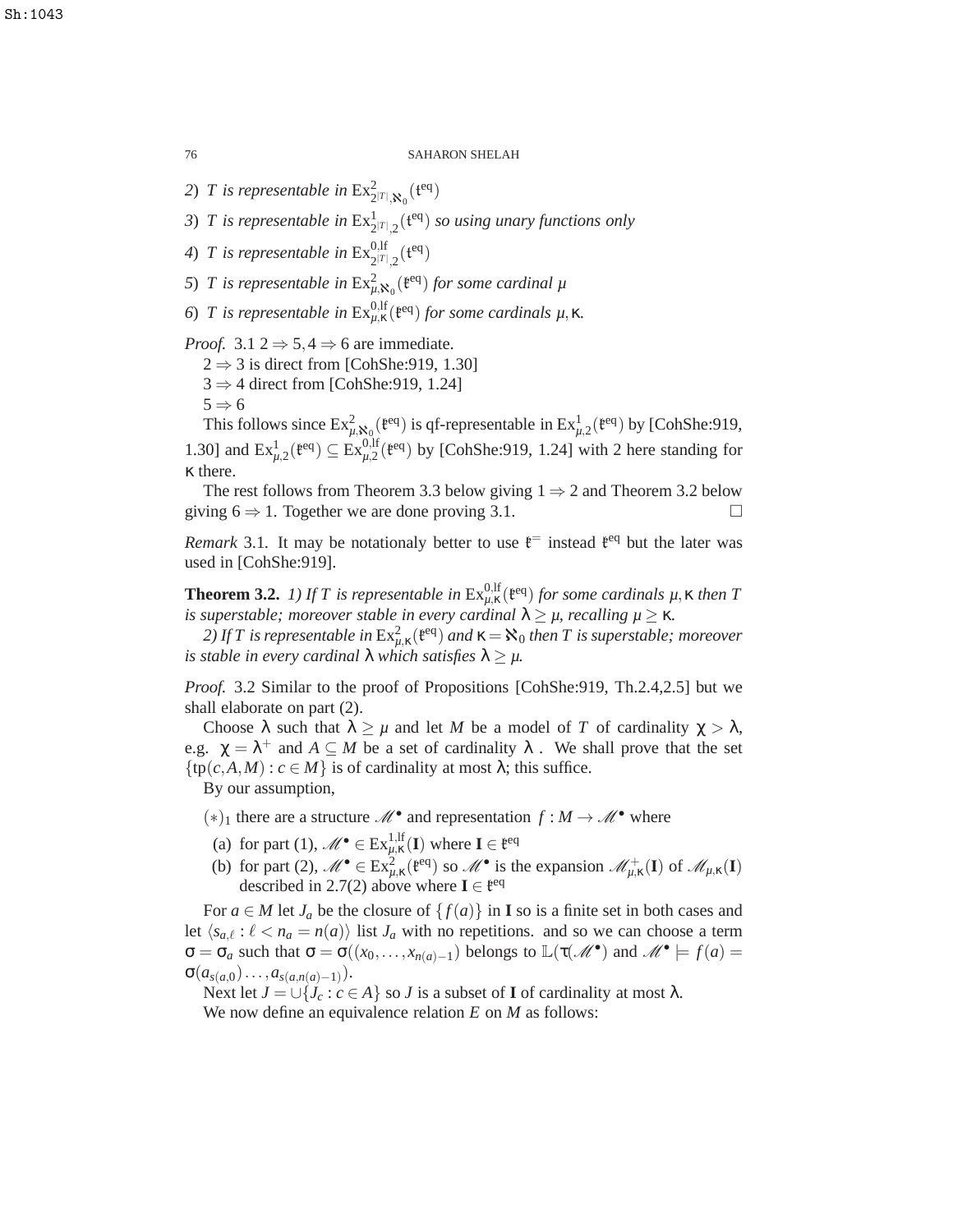2) $T$ *is representable in* $\mathrm{Ex}^2_{2^{|T|},\aleph_0}(\mathfrak{t}^{\mathrm{eq}})$

3) $T$ *is representable in* $\mathrm{Ex}^1_{2^{|T|},2}(\mathfrak{t}^{\mathrm{eq}})$ *so using unary functions only*

4) $T$ *is representable in* $\mathrm{Ex}^{0,\mathrm{lf}}_{2^{|T|},2}(\mathfrak{t}^{\mathrm{eq}})$

5) $T$ *is representable in* $\mathrm{Ex}^2_{\mu,\aleph_0}(\mathfrak{t}^{\mathrm{eq}})$ *for some cardinal* $\mu$

6) $T$ *is representable in* $\mathrm{Ex}^{0,\mathrm{lf}}_{\mu,\kappa}(\mathfrak{t}^{\mathrm{eq}})$ *for some cardinals* $\mu,\kappa$.

*Proof.* 3.1 $2 \Rightarrow 5, 4 \Rightarrow 6$ are immediate.

$2 \Rightarrow 3$ is direct from [CohShe:919, 1.30]

$3 \Rightarrow 4$ direct from [CohShe:919, 1.24]

$5 \Rightarrow 6$

This follows since $\mathrm{Ex}^2_{\mu,\aleph_0}(\mathfrak{t}^{\mathrm{eq}})$ is qf-representable in $\mathrm{Ex}^1_{\mu,2}(\mathfrak{t}^{\mathrm{eq}})$ by [CohShe:919, 1.30] and $\mathrm{Ex}^1_{\mu,2}(\mathfrak{t}^{\mathrm{eq}}) \subseteq \mathrm{Ex}^{0,\mathrm{lf}}_{\mu,2}(\mathfrak{t}^{\mathrm{eq}})$ by [CohShe:919, 1.24] with 2 here standing for $\kappa$ there.

The rest follows from Theorem 3.3 below giving $1 \Rightarrow 2$ and Theorem 3.2 below giving $6 \Rightarrow 1$. Together we are done proving 3.1. □

*Remark* 3.1. It may be notationaly better to use $\mathfrak{t}^{=}$ instead $\mathfrak{t}^{\mathrm{eq}}$ but the later was used in [CohShe:919].

**Theorem 3.2.** *1) If $T$ is representable in $\mathrm{Ex}^{0,\mathrm{lf}}_{\mu,\kappa}(\mathfrak{t}^{\mathrm{eq}})$ for some cardinals $\mu,\kappa$ then $T$ is superstable; moreover stable in every cardinal $\lambda \geq \mu$, recalling $\mu \geq \kappa$.*

*2) If $T$ is representable in $\mathrm{Ex}^2_{\mu,\kappa}(\mathfrak{t}^{\mathrm{eq}})$ and $\kappa = \aleph_0$ then $T$ is superstable; moreover is stable in every cardinal $\lambda$ which satisfies $\lambda \geq \mu$.*

*Proof.* 3.2 Similar to the proof of Propositions [CohShe:919, Th.2.4,2.5] but we shall elaborate on part (2).

Choose $\lambda$ such that $\lambda \geq \mu$ and let $M$ be a model of $T$ of cardinality $\chi > \lambda$, e.g. $\chi = \lambda^+$ and $A \subseteq M$ be a set of cardinality $\lambda$. We shall prove that the set $\{\mathrm{tp}(c,A,M) : c \in M\}$ is of cardinality at most $\lambda$; this suffice.

By our assumption,

$(*)_1$ there are a structure $\mathscr{M}^\bullet$ and representation $f : M \to \mathscr{M}^\bullet$ where

  (a) for part (1), $\mathscr{M}^\bullet \in \mathrm{Ex}^{1,\mathrm{lf}}_{\mu,\kappa}(\mathbf{I})$ where $\mathbf{I} \in \mathfrak{t}^{\mathrm{eq}}$
  
  (b) for part (2), $\mathscr{M}^\bullet \in \mathrm{Ex}^2_{\mu,\kappa}(\mathfrak{t}^{\mathrm{eq}})$ so $\mathscr{M}^\bullet$ is the expansion $\mathscr{M}^+_{\mu,\kappa}(\mathbf{I})$ of $\mathscr{M}_{\mu,\kappa}(\mathbf{I})$ described in 2.7(2) above where $\mathbf{I} \in \mathfrak{t}^{\mathrm{eq}}$

For $a \in M$ let $J_a$ be the closure of $\{f(a)\}$ in $\mathbf{I}$ so is a finite set in both cases and let $\langle s_{a,\ell} : \ell < n_a = n(a)\rangle$ list $J_a$ with no repetitions. and so we can choose a term $\sigma = \sigma_a$ such that $\sigma = \sigma((x_0,\dots,x_{n(a)-1})$ belongs to $\mathbb{L}(\tau(\mathscr{M}^\bullet)$ and $\mathscr{M}^\bullet \models f(a) = \sigma(a_{s(a,0)} \dots, a_{s(a,n(a)-1)})$.

Next let $J = \cup\{J_c : c \in A\}$ so $J$ is a subset of $\mathbf{I}$ of cardinality at most $\lambda$.

We now define an equivalence relation $E$ on $M$ as follows: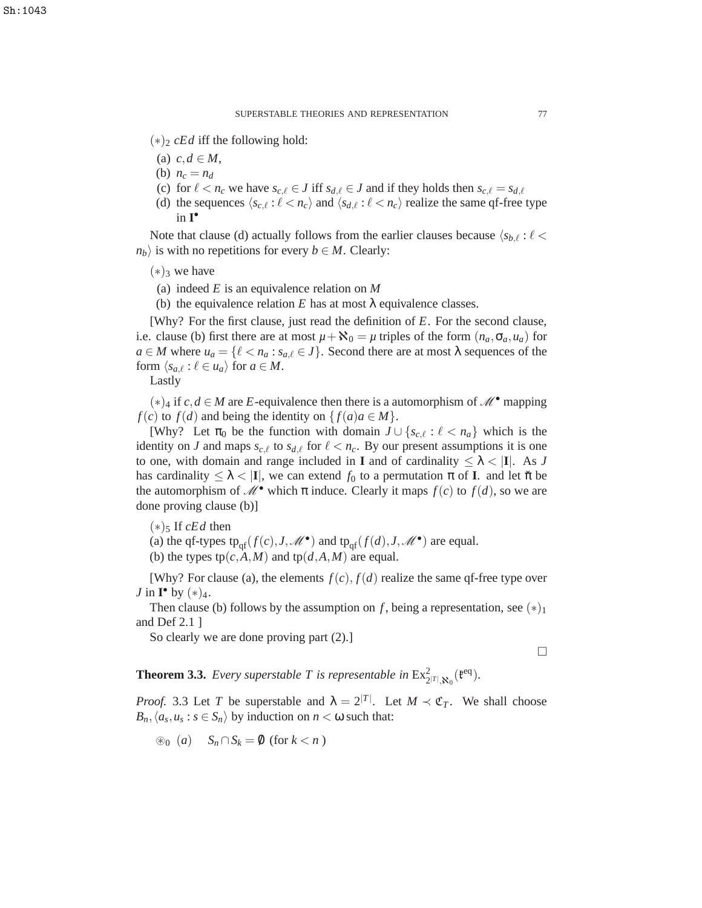$(*)_2$ $cEd$ iff the following hold:

(a) $c, d \in M$,

(b) $n_c = n_d$

(c) for $\ell < n_c$ we have $s_{c,\ell} \in J$ iff $s_{d,\ell} \in J$ and if they holds then $s_{c,\ell} = s_{d,\ell}$

(d) the sequences $\langle s_{c,\ell} : \ell < n_c \rangle$ and $\langle s_{d,\ell} : \ell < n_c \rangle$ realize the same qf-free type in $\mathbf{I}^\bullet$

Note that clause (d) actually follows from the earlier clauses because $\langle s_{b,\ell} : \ell < n_b \rangle$ is with no repetitions for every $b \in M$. Clearly:

$(*)_3$ we have

(a) indeed $E$ is an equivalence relation on $M$

(b) the equivalence relation $E$ has at most $\lambda$ equivalence classes.

[Why? For the first clause, just read the definition of $E$. For the second clause, i.e. clause (b) first there are at most $\mu + \aleph_0 = \mu$ triples of the form $(n_a, \sigma_a, u_a)$ for $a \in M$ where $u_a = \{\ell < n_a : s_{a,\ell} \in J\}$. Second there are at most $\lambda$ sequences of the form $\langle s_{a,\ell} : \ell \in u_a \rangle$ for $a \in M$.

Lastly

$(*)_4$ if $c, d \in M$ are $E$-equivalence then there is a automorphism of $\mathscr{M}^\bullet$ mapping $f(c)$ to $f(d)$ and being the identity on $\{f(a)a \in M\}$.

[Why? Let $\pi_0$ be the function with domain $J \cup \{s_{c,\ell} : \ell < n_a\}$ which is the identity on $J$ and maps $s_{c,\ell}$ to $s_{d,\ell}$ for $\ell < n_c$. By our present assumptions it is one to one, with domain and range included in $\mathbf{I}$ and of cardinality $\leq \lambda < |\mathbf{I}|$. As $J$ has cardinality $\leq \lambda < |\mathbf{I}|$, we can extend $f_0$ to a permutation $\pi$ of $\mathbf{I}$. and let $\check{\pi}$ be the automorphism of $\mathscr{M}^\bullet$ which $\pi$ induce. Clearly it maps $f(c)$ to $f(d)$, so we are done proving clause (b)]

$(*)_5$ If $cEd$ then

(a) the qf-types $\mathrm{tp}_{\mathrm{qf}}(f(c), J, \mathscr{M}^\bullet)$ and $\mathrm{tp}_{\mathrm{qf}}(f(d), J, \mathscr{M}^\bullet)$ are equal.

(b) the types $\mathrm{tp}(c, A, M)$ and $\mathrm{tp}(d, A, M)$ are equal.

[Why? For clause (a), the elements $f(c), f(d)$ realize the same qf-free type over $J$ in $\mathbf{I}^\bullet$ by $(*)_4$.

Then clause (b) follows by the assumption on $f$, being a representation, see $(*)_1$ and Def 2.1 ]

So clearly we are done proving part (2).]

$\square$

**Theorem 3.3.** *Every superstable $T$ is representable in $\mathrm{Ex}^2_{2^{|T|},\aleph_0}(\mathfrak{k}^{\mathrm{eq}})$.*

*Proof.* 3.3 Let $T$ be superstable and $\lambda = 2^{|T|}$. Let $M \prec \mathfrak{C}_T$. We shall choose $B_n, \langle a_s, u_s : s \in S_n \rangle$ by induction on $n < \omega$ such that:

$\circledast_0$ $(a)$ $S_n \cap S_k = \emptyset$ (for $k < n$ )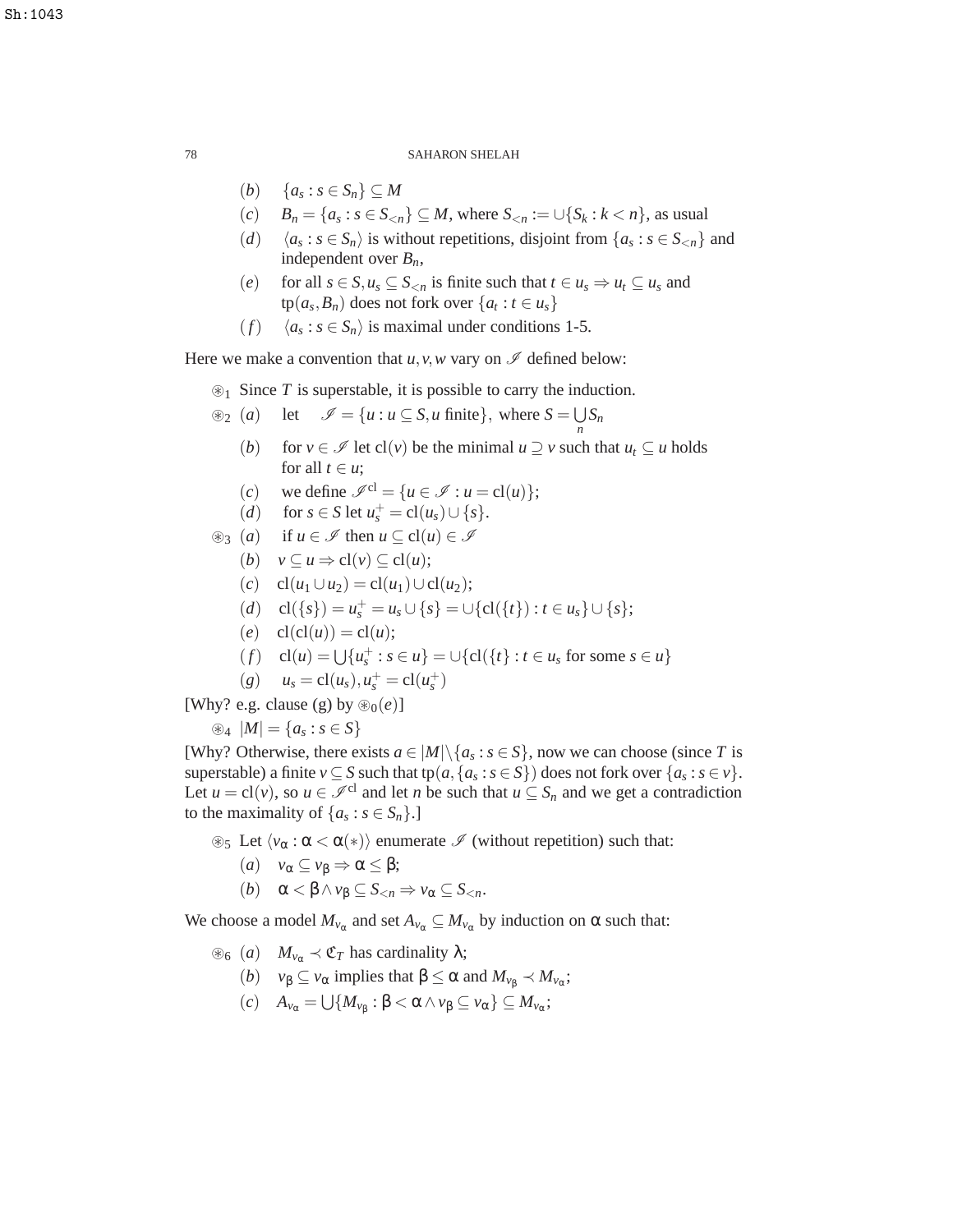- $(b)$ $\{a_s : s \in S_n\} \subseteq M$
- $(c)$ $B_n = \{a_s : s \in S_{<n}\} \subseteq M$, where $S_{<n} := \cup\{S_k : k < n\}$, as usual
- $(d)$ $\langle a_s : s \in S_n\rangle$ is without repetitions, disjoint from $\{a_s : s \in S_{<n}\}$ and independent over $B_n$,
- $(e)$ for all $s \in S, u_s \subseteq S_{<n}$ is finite such that $t \in u_s \Rightarrow u_t \subseteq u_s$ and $\mathrm{tp}(a_s, B_n)$ does not fork over $\{a_t : t \in u_s\}$
- $(f)$ $\langle a_s : s \in S_n\rangle$ is maximal under conditions 1-5.

Here we make a convention that $u, v, w$ vary on $\mathscr{I}$ defined below:

$\circledast_1$ Since $T$ is superstable, it is possible to carry the induction.

$\circledast_2$ $(a)$ let $\mathscr{I} = \{u : u \subseteq S, u \text{ finite}\}$, where $S = \bigcup_n S_n$

- $(b)$ for $v \in \mathscr{I}$ let $\mathrm{cl}(v)$ be the minimal $u \supseteq v$ such that $u_t \subseteq u$ holds for all $t \in u$;
- $(c)$ we define $\mathscr{I}^{\mathrm{cl}} = \{u \in \mathscr{I} : u = \mathrm{cl}(u)\}$;
- $(d)$ for $s \in S$ let $u_s^+ = \mathrm{cl}(u_s) \cup \{s\}$.

$\circledast_3$ $(a)$ if $u \in \mathscr{I}$ then $u \subseteq \mathrm{cl}(u) \in \mathscr{I}$

- $(b)$ $v \subseteq u \Rightarrow \mathrm{cl}(v) \subseteq \mathrm{cl}(u)$;
- $(c)$ $\mathrm{cl}(u_1 \cup u_2) = \mathrm{cl}(u_1) \cup \mathrm{cl}(u_2)$;
- $(d)$ $\mathrm{cl}(\{s\}) = u_s^+ = u_s \cup \{s\} = \cup\{\mathrm{cl}(\{t\}) : t \in u_s\} \cup \{s\}$;
- $(e)$ $\mathrm{cl}(\mathrm{cl}(u)) = \mathrm{cl}(u)$;
- $(f)$ $\mathrm{cl}(u) = \bigcup\{u_s^+ : s \in u\} = \cup\{\mathrm{cl}(\{t\} : t \in u_s \text{ for some } s \in u\}$
- $(g)$ $u_s = \mathrm{cl}(u_s), u_s^+ = \mathrm{cl}(u_s^+)$

[Why? e.g. clause (g) by $\circledast_0(e)$]

$\circledast_4$ $|M| = \{a_s : s \in S\}$

[Why? Otherwise, there exists $a \in |M| \backslash \{a_s : s \in S\}$, now we can choose (since $T$ is superstable) a finite $v \subseteq S$ such that $\mathrm{tp}(a, \{a_s : s \in S\})$ does not fork over $\{a_s : s \in v\}$. Let $u = \mathrm{cl}(v)$, so $u \in \mathscr{I}^{\mathrm{cl}}$ and let $n$ be such that $u \subseteq S_n$ and we get a contradiction to the maximality of $\{a_s : s \in S_n\}$.]

$\circledast_5$ Let $\langle v_\alpha : \alpha < \alpha(*)\rangle$ enumerate $\mathscr{I}$ (without repetition) such that:

- $(a)$ $v_\alpha \subseteq v_\beta \Rightarrow \alpha \leq \beta$;
- $(b)$ $\alpha < \beta \wedge v_\beta \subseteq S_{<n} \Rightarrow v_\alpha \subseteq S_{<n}$.

We choose a model $M_{v_\alpha}$ and set $A_{v_\alpha} \subseteq M_{v_\alpha}$ by induction on $\alpha$ such that:

$\circledast_6$ $(a)$ $M_{v_\alpha} \prec \mathfrak{C}_T$ has cardinality $\lambda$;

- $(b)$ $v_\beta \subseteq v_\alpha$ implies that $\beta \leq \alpha$ and $M_{v_\beta} \prec M_{v_\alpha}$;
- $(c)$ $A_{v_\alpha} = \bigcup\{M_{v_\beta} : \beta < \alpha \wedge v_\beta \subseteq v_\alpha\} \subseteq M_{v_\alpha}$;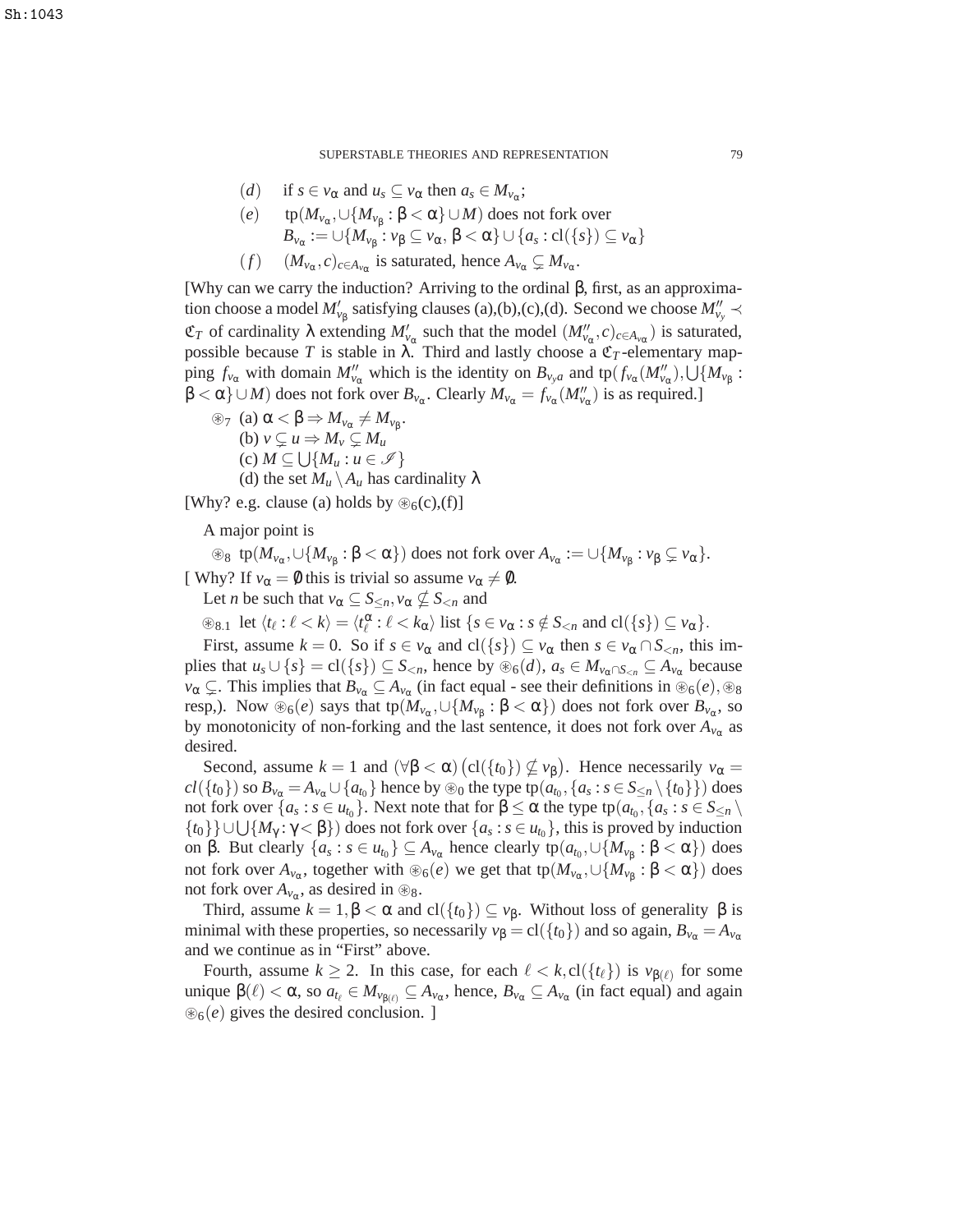$(d)$ if $s \in v_\alpha$ and $u_s \subseteq v_\alpha$ then $a_s \in M_{v_\alpha}$;

$(e)$ $\operatorname{tp}(M_{v_\alpha}, \cup\{M_{v_\beta} : \beta < \alpha\} \cup M)$ does not fork over $B_{v_\alpha} := \cup\{M_{v_\beta} : v_\beta \subseteq v_\alpha, \beta < \alpha\} \cup \{a_s : \operatorname{cl}(\{s\}) \subseteq v_\alpha\}$

$(f)$ $(M_{v_\alpha}, c)_{c \in A_{v_\alpha}}$ is saturated, hence $A_{v_\alpha} \subsetneq M_{v_\alpha}$.

[Why can we carry the induction? Arriving to the ordinal $\beta$, first, as an approximation choose a model $M'_{v_\beta}$ satisfying clauses (a),(b),(c),(d). Second we choose $M''_{v_y} \prec \mathfrak{C}_T$ of cardinality $\lambda$ extending $M'_{v_\alpha}$ such that the model $(M''_{v_\alpha}, c)_{c \in A_{v_\alpha}}$ is saturated, possible because $T$ is stable in $\lambda$. Third and lastly choose a $\mathfrak{C}_T$-elementary mapping $f_{v_\alpha}$ with domain $M''_{v_\alpha}$ which is the identity on $B_{v_ya}$ and $\operatorname{tp}(f_{v_\alpha}(M''_{v_\alpha}), \bigcup\{M_{v_\beta} : \beta < \alpha\} \cup M)$ does not fork over $B_{v_\alpha}$. Clearly $M_{v_\alpha} = f_{v_\alpha}(M''_{v_\alpha})$ is as required.]

$\circledast_7$ (a) $\alpha < \beta \Rightarrow M_{v_\alpha} \neq M_{v_\beta}$.
(b) $v \subsetneq u \Rightarrow M_v \subsetneq M_u$
(c) $M \subseteq \bigcup\{M_u : u \in \mathscr{I}\}$
(d) the set $M_u \setminus A_u$ has cardinality $\lambda$

[Why? e.g. clause (a) holds by $\circledast_6$(c),(f)]

A major point is

$\circledast_8$ $\operatorname{tp}(M_{v_\alpha}, \cup\{M_{v_\beta} : \beta < \alpha\})$ does not fork over $A_{v_\alpha} := \cup\{M_{v_\beta} : v_\beta \subsetneq v_\alpha\}$.

[ Why? If $v_\alpha = \emptyset$ this is trivial so assume $v_\alpha \neq \emptyset$.

Let $n$ be such that $v_\alpha \subseteq S_{\leq n}, v_\alpha \nsubseteq S_{<n}$ and

$\circledast_{8.1}$ let $\langle t_\ell : \ell < k\rangle = \langle t^\alpha_\ell : \ell < k_\alpha\rangle$ list $\{s \in v_\alpha : s \notin S_{<n}$ and $\operatorname{cl}(\{s\}) \subseteq v_\alpha\}$.

First, assume $k = 0$. So if $s \in v_\alpha$ and $\operatorname{cl}(\{s\}) \subseteq v_\alpha$ then $s \in v_\alpha \cap S_{<n}$, this implies that $u_s \cup \{s\} = \operatorname{cl}(\{s\}) \subseteq S_{<n}$, hence by $\circledast_6(d)$, $a_s \in M_{v_\alpha \cap S_{<n}} \subseteq A_{v_\alpha}$ because $v_\alpha \subsetneq$. This implies that $B_{v_\alpha} \subseteq A_{v_\alpha}$ (in fact equal - see their definitions in $\circledast_6(e), \circledast_8$ resp,). Now $\circledast_6(e)$ says that $\operatorname{tp}(M_{v_\alpha}, \cup\{M_{v_\beta} : \beta < \alpha\})$ does not fork over $B_{v_\alpha}$, so by monotonicity of non-forking and the last sentence, it does not fork over $A_{v_\alpha}$ as desired.

Second, assume $k = 1$ and $(\forall \beta < \alpha)\left(\operatorname{cl}(\{t_0\}) \nsubseteq v_\beta\right)$. Hence necessarily $v_\alpha = cl(\{t_0\})$ so $B_{v_\alpha} = A_{v_\alpha} \cup \{a_{t_0}\}$ hence by $\circledast_0$ the type $\operatorname{tp}(a_{t_0}, \{a_s : s \in S_{\leq n} \setminus \{t_0\}\})$ does not fork over $\{a_s : s \in u_{t_0}\}$. Next note that for $\beta \leq \alpha$ the type $\operatorname{tp}(a_{t_0}, \{a_s : s \in S_{\leq n} \setminus \{t_0\}\} \cup \bigcup\{M_\gamma : \gamma < \beta\})$ does not fork over $\{a_s : s \in u_{t_0}\}$, this is proved by induction on $\beta$. But clearly $\{a_s : s \in u_{t_0}\} \subseteq A_{v_\alpha}$ hence clearly $\operatorname{tp}(a_{t_0}, \cup\{M_{v_\beta} : \beta < \alpha\})$ does not fork over $A_{v_\alpha}$, together with $\circledast_6(e)$ we get that $\operatorname{tp}(M_{v_\alpha}, \cup\{M_{v_\beta} : \beta < \alpha\})$ does not fork over $A_{v_\alpha}$, as desired in $\circledast_8$.

Third, assume $k = 1, \beta < \alpha$ and $\operatorname{cl}(\{t_0\}) \subseteq v_\beta$. Without loss of generality $\beta$ is minimal with these properties, so necessarily $v_\beta = \operatorname{cl}(\{t_0\})$ and so again, $B_{v_\alpha} = A_{v_\alpha}$ and we continue as in "First" above.

Fourth, assume $k \geq 2$. In this case, for each $\ell < k, \operatorname{cl}(\{t_\ell\})$ is $v_{\beta(\ell)}$ for some unique $\beta(\ell) < \alpha$, so $a_{t_\ell} \in M_{v_{\beta(\ell)}} \subseteq A_{v_\alpha}$, hence, $B_{v_\alpha} \subseteq A_{v_\alpha}$ (in fact equal) and again $\circledast_6(e)$ gives the desired conclusion. ]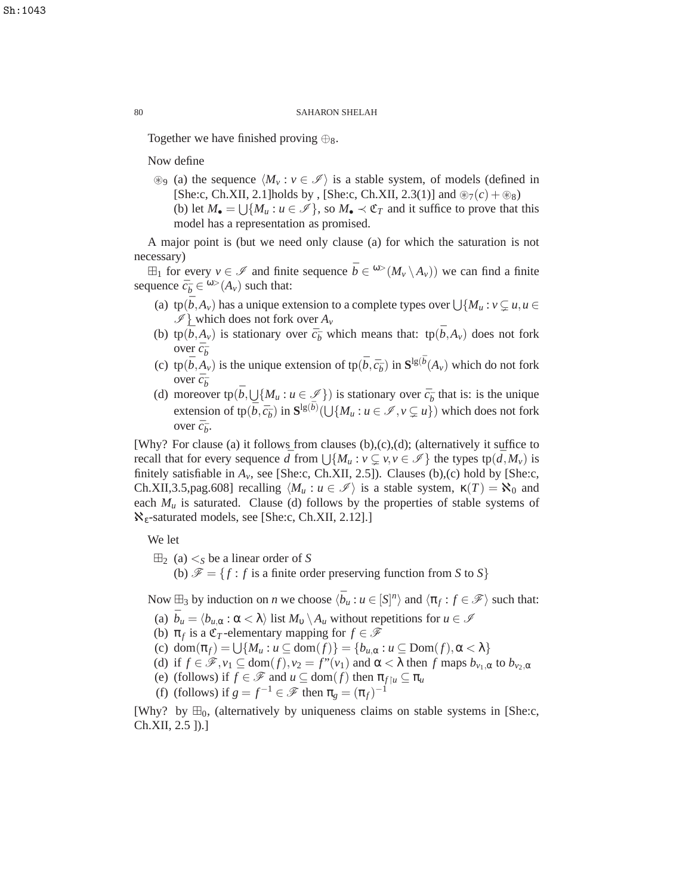Together we have finished proving $\oplus_8$.

Now define

$\circledast_9$ (a) the sequence $\langle M_v : v \in \mathscr{I} \rangle$ is a stable system, of models (defined in [She:c, Ch.XII, 2.1]holds by , [She:c, Ch.XII, 2.3(1)] and $\circledast_7(c) + \circledast_8$)
(b) let $M_\bullet = \bigcup\{M_u : u \in \mathscr{I}\}$, so $M_\bullet \prec \mathfrak{C}_T$ and it suffice to prove that this model has a representation as promised.

A major point is (but we need only clause (a) for which the saturation is not necessary)

$\boxplus_1$ for every $v \in \mathscr{I}$ and finite sequence $\bar{b} \in {}^{\omega>}(M_v \setminus A_v))$ we can find a finite sequence $\bar{c}_{\bar{b}} \in {}^{\omega>}(A_v)$ such that:

(a) $\mathrm{tp}(\bar{b}, A_v)$ has a unique extension to a complete types over $\bigcup\{M_u : v \subsetneq u, u \in \mathscr{I}\}$ which does not fork over $A_v$
(b) $\mathrm{tp}(\bar{b}, A_v)$ is stationary over $\bar{c}_{\bar{b}}$ which means that: $\mathrm{tp}(\bar{b}, A_v)$ does not fork over $\bar{c}_{\bar{b}}$
(c) $\mathrm{tp}(\bar{b}, A_v)$ is the unique extension of $\mathrm{tp}(\bar{b}, \bar{c}_{\bar{b}})$ in $\mathbf{S}^{\lg(\bar{b}}(A_v)$ which do not fork over $\bar{c}_{\bar{b}}$
(d) moreover $\mathrm{tp}(\bar{b}, \bigcup\{M_u : u \in \mathscr{I}\})$ is stationary over $\bar{c}_{\bar{b}}$ that is: is the unique extension of $\mathrm{tp}(\bar{b}, \bar{c}_{\bar{b}})$ in $\mathbf{S}^{\lg(\bar{b})}(\bigcup\{M_u : u \in \mathscr{I}, v \subsetneq u\})$ which does not fork over $\bar{c}_{\bar{b}}$.

[Why? For clause (a) it follows from clauses (b),(c),(d); (alternatively it suffice to recall that for every sequence $\bar{d}$ from $\bigcup\{M_u : v \subsetneq v, v \in \mathscr{I}\}$ the types $\mathrm{tp}(\bar{d}, M_v)$ is finitely satisfiable in $A_v$, see [She:c, Ch.XII, 2.5]). Clauses (b),(c) hold by [She:c, Ch.XII,3.5,pag.608] recalling $\langle M_u : u \in \mathscr{I} \rangle$ is a stable system, $\kappa(T) = \aleph_0$ and each $M_u$ is saturated. Clause (d) follows by the properties of stable systems of $\aleph_\varepsilon$-saturated models, see [She:c, Ch.XII, 2.12].]

We let

$\boxplus_2$ (a) $<_S$ be a linear order of $S$
(b) $\mathscr{F} = \{f : f$ is a finite order preserving function from $S$ to $S\}$

Now $\boxplus_3$ by induction on $n$ we choose $\langle \bar{b}_u : u \in [S]^n \rangle$ and $\langle \pi_f : f \in \mathscr{F} \rangle$ such that:

(a) $\bar{b}_u = \langle b_{u,\alpha} : \alpha < \lambda \rangle$ list $M_\upsilon \setminus A_u$ without repetitions for $u \in \mathscr{I}$
(b) $\pi_f$ is a $\mathfrak{C}_T$-elementary mapping for $f \in \mathscr{F}$
(c) $\mathrm{dom}(\pi_f) = \bigcup\{M_u : u \subseteq \mathrm{dom}(f)\} = \{b_{u,\alpha} : u \subseteq \mathrm{Dom}(f), \alpha < \lambda\}$
(d) if $f \in \mathscr{F}, v_1 \subseteq \mathrm{dom}(f), v_2 = f"(v_1)$ and $\alpha < \lambda$ then $f$ maps $b_{v_1,\alpha}$ to $b_{v_2,\alpha}$
(e) (follows) if $f \in \mathscr{F}$ and $u \subseteq \mathrm{dom}(f)$ then $\pi_{f \restriction u} \subseteq \pi_u$
(f) (follows) if $g = f^{-1} \in \mathscr{F}$ then $\pi_g = (\pi_f)^{-1}$

[Why? by $\boxplus_0$, (alternatively by uniqueness claims on stable systems in [She:c, Ch.XII, 2.5 ]).]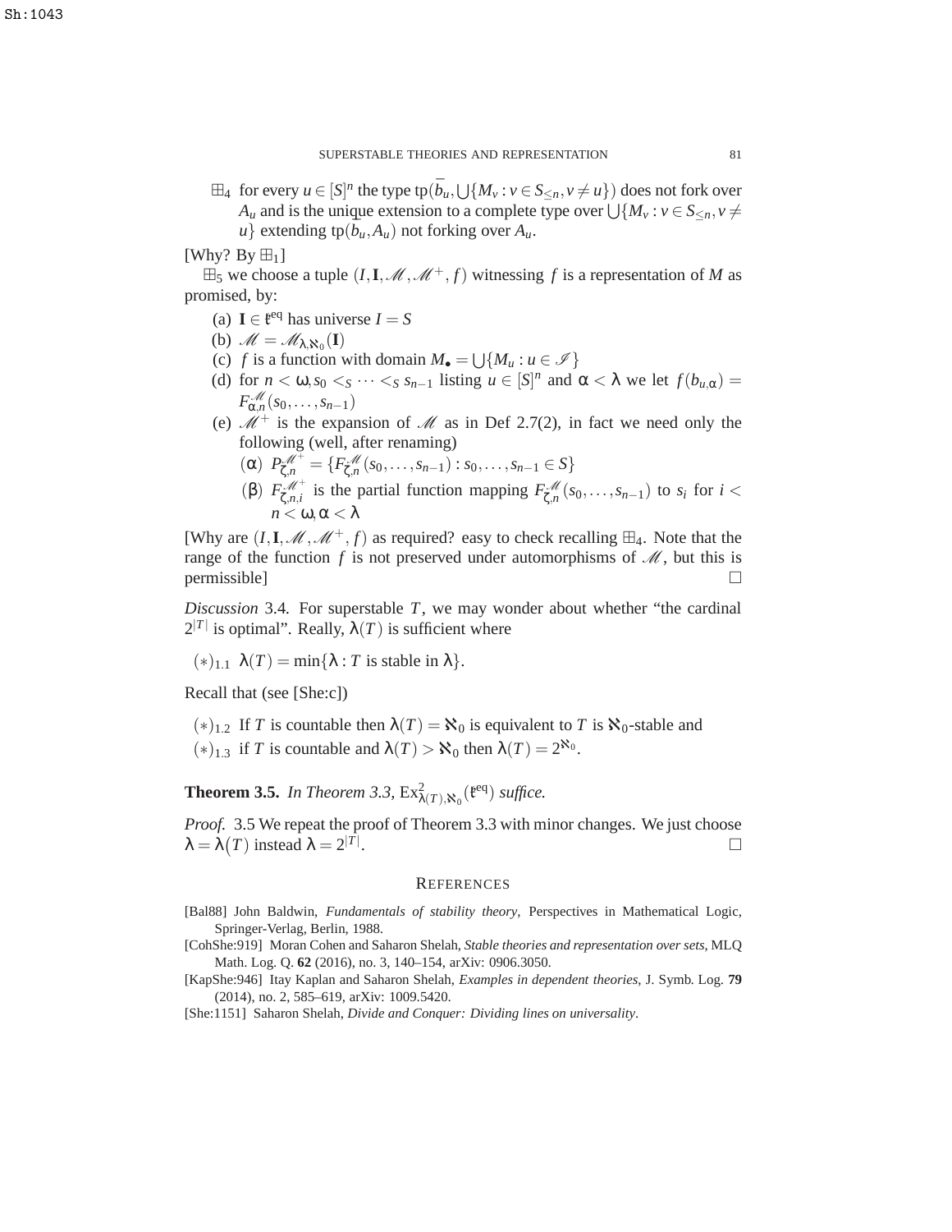$\boxplus_4$ for every $u \in [S]^n$ the type $\text{tp}(\bar{b}_u, \bigcup\{M_v : v \in S_{\leq n}, v \neq u\})$ does not fork over $A_u$ and is the unique extension to a complete type over $\bigcup\{M_v : v \in S_{\leq n}, v \neq u\}$ extending $\text{tp}(\bar{b}_u, A_u)$ not forking over $A_u$.

[Why? By $\boxplus_1$]

$\boxplus_5$ we choose a tuple $(I, \mathbf{I}, \mathscr{M}, \mathscr{M}^+, f)$ witnessing $f$ is a representation of $M$ as promised, by:

(a) $\mathbf{I} \in \mathfrak{k}^{\text{eq}}$ has universe $I = S$

(b) $\mathscr{M} = \mathscr{M}_{\lambda, \aleph_0}(\mathbf{I})$

(c) $f$ is a function with domain $M_\bullet = \bigcup\{M_u : u \in \mathscr{I}\}$

(d) for $n < \omega, s_0 <_S \cdots <_S s_{n-1}$ listing $u \in [S]^n$ and $\alpha < \lambda$ we let $f(b_{u,\alpha}) = F^{\mathscr{M}}_{\alpha,n}(s_0, \ldots, s_{n-1})$

(e) $\mathscr{M}^+$ is the expansion of $\mathscr{M}$ as in Def 2.7(2), in fact we need only the following (well, after renaming)

($\alpha$) $P^{\mathscr{M}^+}_{\zeta,n} = \{F^{\mathscr{M}}_{\zeta,n}(s_0, \ldots, s_{n-1}) : s_0, \ldots, s_{n-1} \in S\}$

($\beta$) $F^{\mathscr{M}^+}_{\zeta,n,i}$ is the partial function mapping $F^{\mathscr{M}}_{\zeta,n}(s_0, \ldots, s_{n-1})$ to $s_i$ for $i < n < \omega, \alpha < \lambda$

[Why are $(I, \mathbf{I}, \mathscr{M}, \mathscr{M}^+, f)$ as required? easy to check recalling $\boxplus_4$. Note that the range of the function $f$ is not preserved under automorphisms of $\mathscr{M}$, but this is permissible] $\square$

*Discussion* 3.4. For superstable $T$, we may wonder about whether "the cardinal $2^{|T|}$ is optimal". Really, $\lambda(T)$ is sufficient where

$(*)_{1.1}$ $\lambda(T) = \min\{\lambda : T \text{ is stable in } \lambda\}$.

Recall that (see [She:c])

$(*)_{1.2}$ If $T$ is countable then $\lambda(T) = \aleph_0$ is equivalent to $T$ is $\aleph_0$-stable and

$(*)_{1.3}$ if $T$ is countable and $\lambda(T) > \aleph_0$ then $\lambda(T) = 2^{\aleph_0}$.

**Theorem 3.5.** *In Theorem 3.3,* $\text{Ex}^2_{\lambda(T),\aleph_0}(\mathfrak{k}^{\text{eq}})$ *suffice.*

*Proof.* 3.5 We repeat the proof of Theorem 3.3 with minor changes. We just choose $\lambda = \lambda(T)$ instead $\lambda = 2^{|T|}$. $\square$

## References

[Bal88] John Baldwin, *Fundamentals of stability theory*, Perspectives in Mathematical Logic, Springer-Verlag, Berlin, 1988.

[CohShe:919] Moran Cohen and Saharon Shelah, *Stable theories and representation over sets*, MLQ Math. Log. Q. **62** (2016), no. 3, 140–154, arXiv: 0906.3050.

[KapShe:946] Itay Kaplan and Saharon Shelah, *Examples in dependent theories*, J. Symb. Log. **79** (2014), no. 2, 585–619, arXiv: 1009.5420.

[She:1151] Saharon Shelah, *Divide and Conquer: Dividing lines on universality*.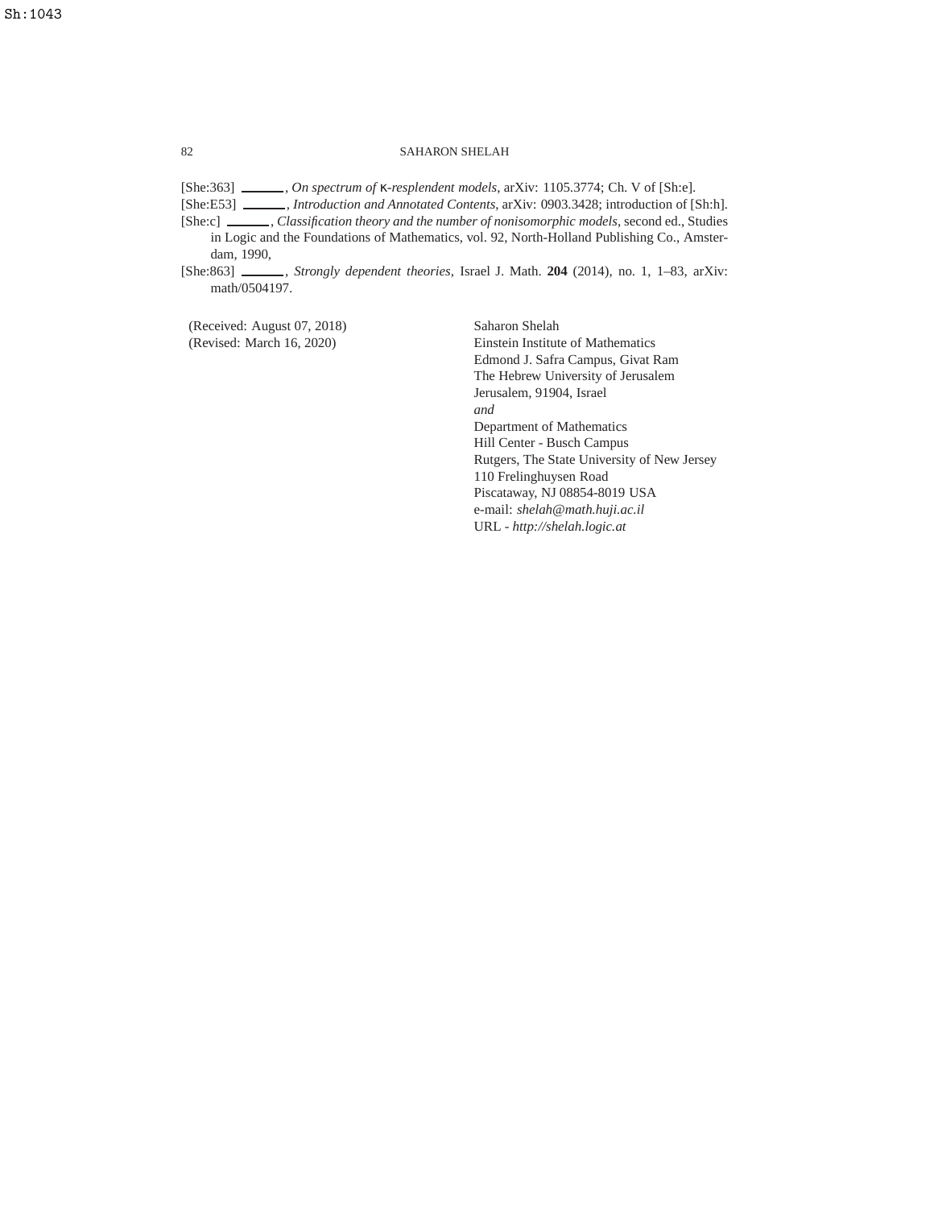[She:363] ______, *On spectrum of $\kappa$-resplendent models*, arXiv: 1105.3774; Ch. V of [Sh:e].

[She:E53] ______, *Introduction and Annotated Contents*, arXiv: 0903.3428; introduction of [Sh:h].

[She:c] ______, *Classification theory and the number of nonisomorphic models*, second ed., Studies in Logic and the Foundations of Mathematics, vol. 92, North-Holland Publishing Co., Amsterdam, 1990,

[She:863] ______, *Strongly dependent theories*, Israel J. Math. **204** (2014), no. 1, 1–83, arXiv: math/0504197.

(Received: August 07, 2018)
(Revised: March 16, 2020)

Saharon Shelah
Einstein Institute of Mathematics
Edmond J. Safra Campus, Givat Ram
The Hebrew University of Jerusalem
Jerusalem, 91904, Israel
*and*
Department of Mathematics
Hill Center - Busch Campus
Rutgers, The State University of New Jersey
110 Frelinghuysen Road
Piscataway, NJ 08854-8019 USA
e-mail: *shelah@math.huji.ac.il*
URL - *http://shelah.logic.at*